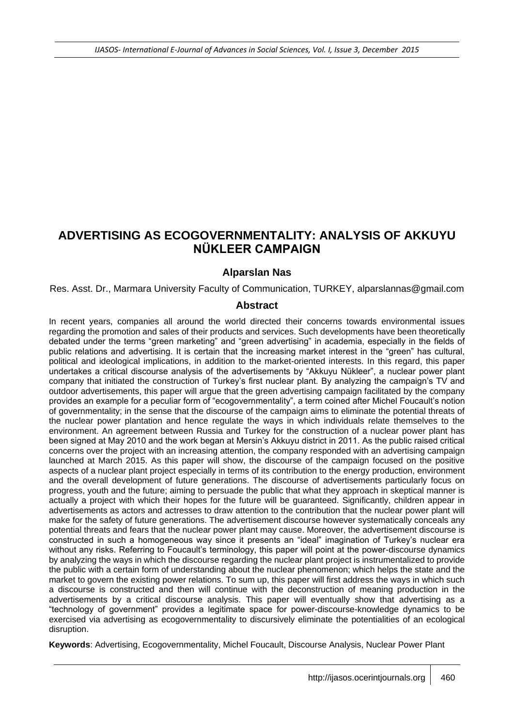# ADVERTISING AS ECOGOVERNMENTALITY: ANALYSIS OF AKKUYU NÜKLEER CAMPAIGN

**Alparslan Nas**

Res. Asst. Dr., Marmara University Faculty of Communication, TURKEY, alparslannas@gmail.com

## Abstract

In recent years, companies all around the world directed their concerns towards environmental issues regarding the promotion and sales of their products and services. Such developments have been theoretically debated under the terms "green marketing" and "green advertising" in academia, especially in the fields of public relations and advertising. It is certain that the increasing market interest in the "green" has cultural, political and ideological implications, in addition to the market-oriented interests. In this regard, this paper undertakes a critical discourse analysis of the advertisements by "Akkuyu Nükleer", a nuclear power plant company that initiated the construction of Turkey's first nuclear plant. By analyzing the campaign's TV and outdoor advertisements, this paper will argue that the green advertising campaign facilitated by the company provides an example for a peculiar form of "ecogovernmentality", a term coined after Michel Foucault's notion of governmentality; in the sense that the discourse of the campaign aims to eliminate the potential threats of the nuclear power plantation and hence regulate the ways in which individuals relate themselves to the environment. An agreement between Russia and Turkey for the construction of a nuclear power plant has been signed at May 2010 and the work began at Mersin's Akkuyu district in 2011. As the public raised critical concerns over the project with an increasing attention, the company responded with an advertising campaign launched at March 2015. As this paper will show, the discourse of the campaign focused on the positive aspects of a nuclear plant project especially in terms of its contribution to the energy production, environment and the overall development of future generations. The discourse of advertisements particularly focus on progress, youth and the future; aiming to persuade the public that what they approach in skeptical manner is actually a project with which their hopes for the future will be guaranteed. Significantly, children appear in advertisements as actors and actresses to draw attention to the contribution that the nuclear power plant will make for the safety of future generations. The advertisement discourse however systematically conceals any potential threats and fears that the nuclear power plant may cause. Moreover, the advertisement discourse is constructed in such a homogeneous way since it presents an "ideal" imagination of Turkey's nuclear era without any risks. Referring to Foucault's terminology, this paper will point at the power-discourse dynamics by analyzing the ways in which the discourse regarding the nuclear plant project is instrumentalized to provide the public with a certain form of understanding about the nuclear phenomenon; which helps the state and the market to govern the existing power relations. To sum up, this paper will first address the ways in which such a discourse is constructed and then will continue with the deconstruction of meaning production in the advertisements by a critical discourse analysis. This paper will eventually show that advertising as a "technology of government" provides a legitimate space for power-discourse-knowledge dynamics to be exercised via advertising as ecogovernmentality to discursively eliminate the potentialities of an ecological disruption.

**Keywords**: Advertising, Ecogovernmentality, Michel Foucault, Discourse Analysis, Nuclear Power Plant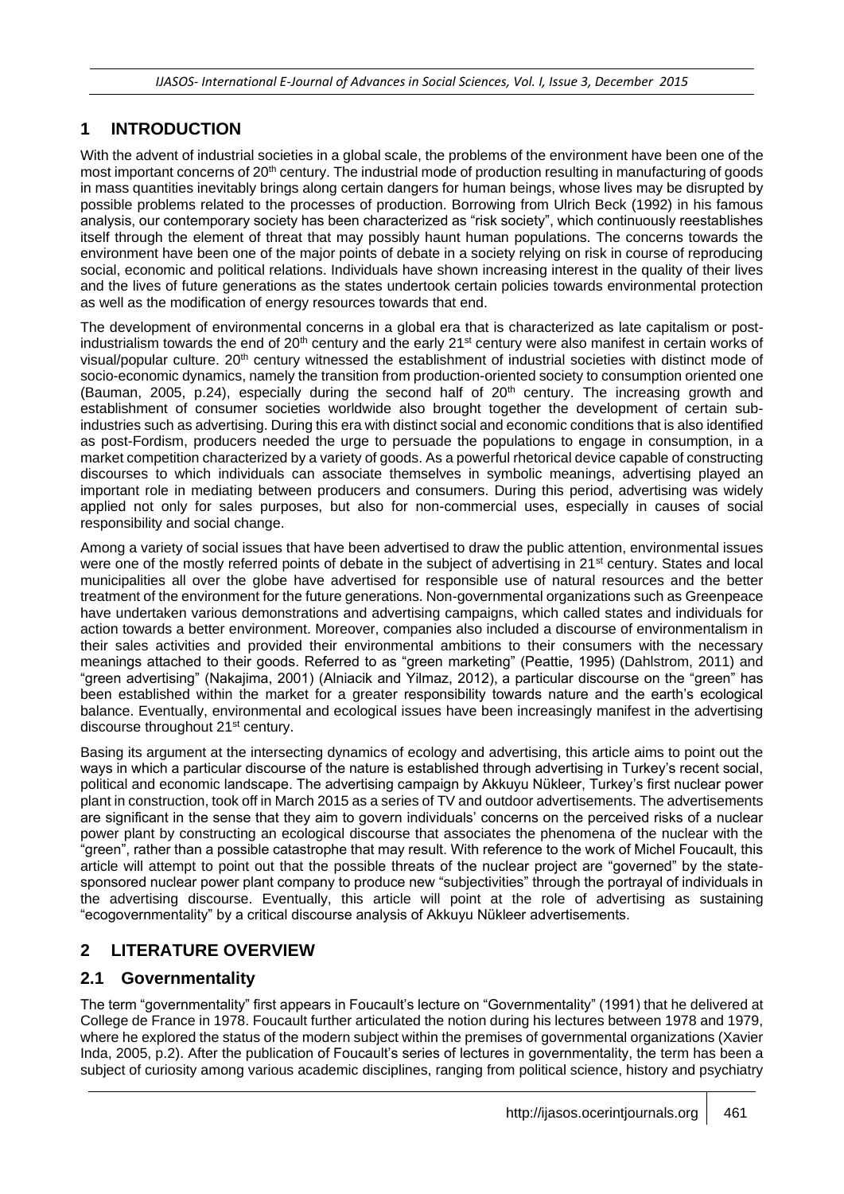## 1 INTRODUCTION

With the advent of industrial societies in a global scale, the problems of the environment have been one of the most important concerns of 20th century. The industrial mode of production resulting in manufacturing of goods in mass quantities inevitably brings along certain dangers for human beings, whose lives may be disrupted by possible problems related to the processes of production. Borrowing from Ulrich Beck (1992) in his famous analysis, our contemporary society has been characterized as "risk society", which continuously reestablishes itself through the element of threat that may possibly haunt human populations. The concerns towards the environment have been one of the major points of debate in a society relying on risk in course of reproducing social, economic and political relations. Individuals have shown increasing interest in the quality of their lives and the lives of future generations as the states undertook certain policies towards environmental protection as well as the modification of energy resources towards that end.

The development of environmental concerns in a global era that is characterized as late capitalism or post-industrialism towards the end of 20th century and the early 21st century were also manifest in certain works of visual/popular culture. 20th century witnessed the establishment of industrial societies with distinct mode of socio-economic dynamics, namely the transition from production-oriented society to consumption oriented one (Bauman, 2005, p.24), especially during the second half of 20th century. The increasing growth and establishment of consumer societies worldwide also brought together the development of certain sub-industries such as advertising. During this era with distinct social and economic conditions that is also identified as post-Fordism, producers needed the urge to persuade the populations to engage in consumption, in a market competition characterized by a variety of goods. As a powerful rhetorical device capable of constructing discourses to which individuals can associate themselves in symbolic meanings, advertising played an important role in mediating between producers and consumers. During this period, advertising was widely applied not only for sales purposes, but also for non-commercial uses, especially in causes of social responsibility and social change.

Among a variety of social issues that have been advertised to draw the public attention, environmental issues were one of the mostly referred points of debate in the subject of advertising in 21st century. States and local municipalities all over the globe have advertised for responsible use of natural resources and the better treatment of the environment for the future generations. Non-governmental organizations such as Greenpeace have undertaken various demonstrations and advertising campaigns, which called states and individuals for action towards a better environment. Moreover, companies also included a discourse of environmentalism in their sales activities and provided their environmental ambitions to their consumers with the necessary meanings attached to their goods. Referred to as "green marketing" (Peattie, 1995) (Dahlstrom, 2011) and "green advertising" (Nakajima, 2001) (Alniacik and Yilmaz, 2012), a particular discourse on the "green" has been established within the market for a greater responsibility towards nature and the earth's ecological balance. Eventually, environmental and ecological issues have been increasingly manifest in the advertising discourse throughout 21st century.

Basing its argument at the intersecting dynamics of ecology and advertising, this article aims to point out the ways in which a particular discourse of the nature is established through advertising in Turkey's recent social, political and economic landscape. The advertising campaign by Akkuyu Nükleer, Turkey's first nuclear power plant in construction, took off in March 2015 as a series of TV and outdoor advertisements. The advertisements are significant in the sense that they aim to govern individuals' concerns on the perceived risks of a nuclear power plant by constructing an ecological discourse that associates the phenomena of the nuclear with the "green", rather than a possible catastrophe that may result. With reference to the work of Michel Foucault, this article will attempt to point out that the possible threats of the nuclear project are "governed" by the state-sponsored nuclear power plant company to produce new "subjectivities" through the portrayal of individuals in the advertising discourse. Eventually, this article will point at the role of advertising as sustaining "ecogovernmentality" by a critical discourse analysis of Akkuyu Nükleer advertisements.

## 2 LITERATURE OVERVIEW

### 2.1 Governmentality

The term "governmentality" first appears in Foucault's lecture on "Governmentality" (1991) that he delivered at College de France in 1978. Foucault further articulated the notion during his lectures between 1978 and 1979, where he explored the status of the modern subject within the premises of governmental organizations (Xavier Inda, 2005, p.2). After the publication of Foucault's series of lectures in governmentality, the term has been a subject of curiosity among various academic disciplines, ranging from political science, history and psychiatry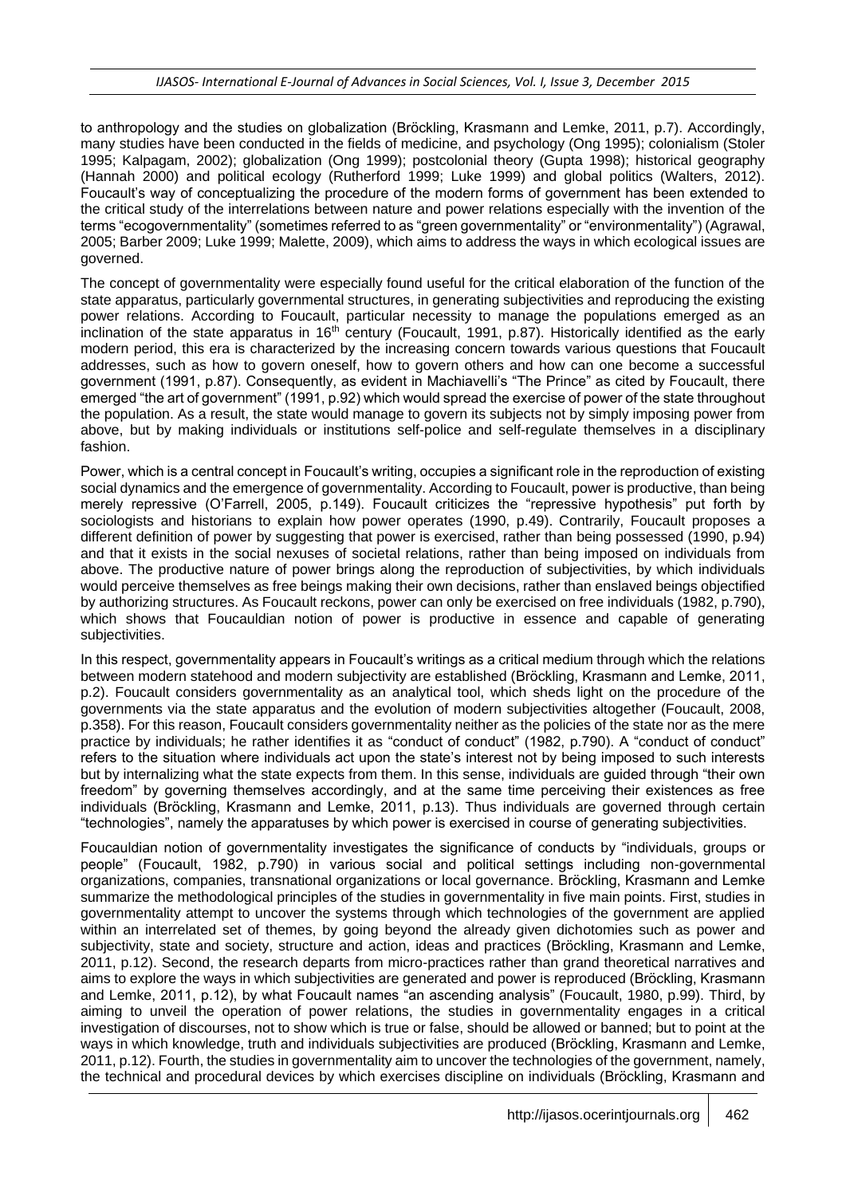to anthropology and the studies on globalization (Bröckling, Krasmann and Lemke, 2011, p.7). Accordingly, many studies have been conducted in the fields of medicine, and psychology (Ong 1995); colonialism (Stoler 1995; Kalpagam, 2002); globalization (Ong 1999); postcolonial theory (Gupta 1998); historical geography (Hannah 2000) and political ecology (Rutherford 1999; Luke 1999) and global politics (Walters, 2012). Foucault's way of conceptualizing the procedure of the modern forms of government has been extended to the critical study of the interrelations between nature and power relations especially with the invention of the terms "ecogovernmentality" (sometimes referred to as "green governmentality" or "environmentality") (Agrawal, 2005; Barber 2009; Luke 1999; Malette, 2009), which aims to address the ways in which ecological issues are governed.

The concept of governmentality were especially found useful for the critical elaboration of the function of the state apparatus, particularly governmental structures, in generating subjectivities and reproducing the existing power relations. According to Foucault, particular necessity to manage the populations emerged as an inclination of the state apparatus in 16th century (Foucault, 1991, p.87). Historically identified as the early modern period, this era is characterized by the increasing concern towards various questions that Foucault addresses, such as how to govern oneself, how to govern others and how can one become a successful government (1991, p.87). Consequently, as evident in Machiavelli's "The Prince" as cited by Foucault, there emerged "the art of government" (1991, p.92) which would spread the exercise of power of the state throughout the population. As a result, the state would manage to govern its subjects not by simply imposing power from above, but by making individuals or institutions self-police and self-regulate themselves in a disciplinary fashion.

Power, which is a central concept in Foucault's writing, occupies a significant role in the reproduction of existing social dynamics and the emergence of governmentality. According to Foucault, power is productive, than being merely repressive (O'Farrell, 2005, p.149). Foucault criticizes the "repressive hypothesis" put forth by sociologists and historians to explain how power operates (1990, p.49). Contrarily, Foucault proposes a different definition of power by suggesting that power is exercised, rather than being possessed (1990, p.94) and that it exists in the social nexuses of societal relations, rather than being imposed on individuals from above. The productive nature of power brings along the reproduction of subjectivities, by which individuals would perceive themselves as free beings making their own decisions, rather than enslaved beings objectified by authorizing structures. As Foucault reckons, power can only be exercised on free individuals (1982, p.790), which shows that Foucauldian notion of power is productive in essence and capable of generating subjectivities.

In this respect, governmentality appears in Foucault's writings as a critical medium through which the relations between modern statehood and modern subjectivity are established (Bröckling, Krasmann and Lemke, 2011, p.2). Foucault considers governmentality as an analytical tool, which sheds light on the procedure of the governments via the state apparatus and the evolution of modern subjectivities altogether (Foucault, 2008, p.358). For this reason, Foucault considers governmentality neither as the policies of the state nor as the mere practice by individuals; he rather identifies it as "conduct of conduct" (1982, p.790). A "conduct of conduct" refers to the situation where individuals act upon the state's interest not by being imposed to such interests but by internalizing what the state expects from them. In this sense, individuals are guided through "their own freedom" by governing themselves accordingly, and at the same time perceiving their existences as free individuals (Bröckling, Krasmann and Lemke, 2011, p.13). Thus individuals are governed through certain "technologies", namely the apparatuses by which power is exercised in course of generating subjectivities.

Foucauldian notion of governmentality investigates the significance of conducts by "individuals, groups or people" (Foucault, 1982, p.790) in various social and political settings including non-governmental organizations, companies, transnational organizations or local governance. Bröckling, Krasmann and Lemke summarize the methodological principles of the studies in governmentality in five main points. First, studies in governmentality attempt to uncover the systems through which technologies of the government are applied within an interrelated set of themes, by going beyond the already given dichotomies such as power and subjectivity, state and society, structure and action, ideas and practices (Bröckling, Krasmann and Lemke, 2011, p.12). Second, the research departs from micro-practices rather than grand theoretical narratives and aims to explore the ways in which subjectivities are generated and power is reproduced (Bröckling, Krasmann and Lemke, 2011, p.12), by what Foucault names "an ascending analysis" (Foucault, 1980, p.99). Third, by aiming to unveil the operation of power relations, the studies in governmentality engages in a critical investigation of discourses, not to show which is true or false, should be allowed or banned; but to point at the ways in which knowledge, truth and individuals subjectivities are produced (Bröckling, Krasmann and Lemke, 2011, p.12). Fourth, the studies in governmentality aim to uncover the technologies of the government, namely, the technical and procedural devices by which exercises discipline on individuals (Bröckling, Krasmann and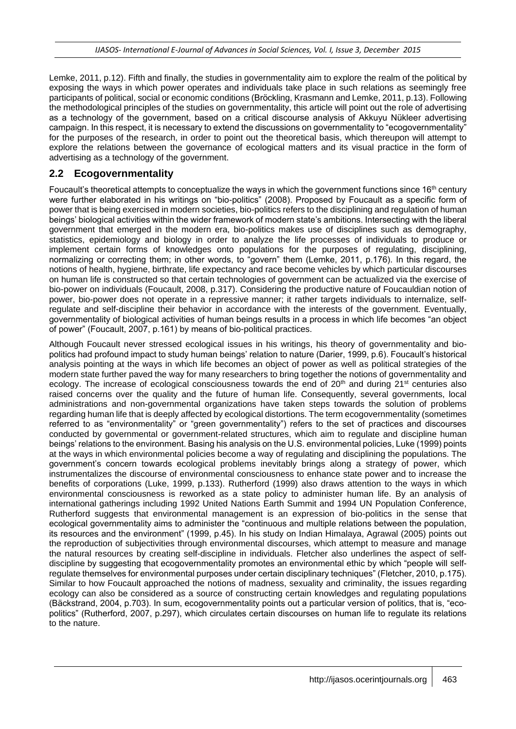Lemke, 2011, p.12). Fifth and finally, the studies in governmentality aim to explore the realm of the political by exposing the ways in which power operates and individuals take place in such relations as seemingly free participants of political, social or economic conditions (Bröckling, Krasmann and Lemke, 2011, p.13). Following the methodological principles of the studies on governmentality, this article will point out the role of advertising as a technology of the government, based on a critical discourse analysis of Akkuyu Nükleer advertising campaign. In this respect, it is necessary to extend the discussions on governmentality to "ecogovernmentality" for the purposes of the research, in order to point out the theoretical basis, which thereupon will attempt to explore the relations between the governance of ecological matters and its visual practice in the form of advertising as a technology of the government.

## 2.2 Ecogovernmentality

Foucault's theoretical attempts to conceptualize the ways in which the government functions since 16th century were further elaborated in his writings on "bio-politics" (2008). Proposed by Foucault as a specific form of power that is being exercised in modern societies, bio-politics refers to the disciplining and regulation of human beings' biological activities within the wider framework of modern state's ambitions. Intersecting with the liberal government that emerged in the modern era, bio-politics makes use of disciplines such as demography, statistics, epidemiology and biology in order to analyze the life processes of individuals to produce or implement certain forms of knowledges onto populations for the purposes of regulating, disciplining, normalizing or correcting them; in other words, to "govern" them (Lemke, 2011, p.176). In this regard, the notions of health, hygiene, birthrate, life expectancy and race become vehicles by which particular discourses on human life is constructed so that certain technologies of government can be actualized via the exercise of bio-power on individuals (Foucault, 2008, p.317). Considering the productive nature of Foucauldian notion of power, bio-power does not operate in a repressive manner; it rather targets individuals to internalize, self-regulate and self-discipline their behavior in accordance with the interests of the government. Eventually, governmentality of biological activities of human beings results in a process in which life becomes "an object of power" (Foucault, 2007, p.161) by means of bio-political practices.

Although Foucault never stressed ecological issues in his writings, his theory of governmentality and bio-politics had profound impact to study human beings' relation to nature (Darier, 1999, p.6). Foucault's historical analysis pointing at the ways in which life becomes an object of power as well as political strategies of the modern state further paved the way for many researchers to bring together the notions of governmentality and ecology. The increase of ecological consciousness towards the end of 20th and during 21st centuries also raised concerns over the quality and the future of human life. Consequently, several governments, local administrations and non-governmental organizations have taken steps towards the solution of problems regarding human life that is deeply affected by ecological distortions. The term ecogovernmentality (sometimes referred to as "environmentality" or "green governmentality") refers to the set of practices and discourses conducted by governmental or government-related structures, which aim to regulate and discipline human beings' relations to the environment. Basing his analysis on the U.S. environmental policies, Luke (1999) points at the ways in which environmental policies become a way of regulating and disciplining the populations. The government's concern towards ecological problems inevitably brings along a strategy of power, which instrumentalizes the discourse of environmental consciousness to enhance state power and to increase the benefits of corporations (Luke, 1999, p.133). Rutherford (1999) also draws attention to the ways in which environmental consciousness is reworked as a state policy to administer human life. By an analysis of international gatherings including 1992 United Nations Earth Summit and 1994 UN Population Conference, Rutherford suggests that environmental management is an expression of bio-politics in the sense that ecological governmentality aims to administer the "continuous and multiple relations between the population, its resources and the environment" (1999, p.45). In his study on Indian Himalaya, Agrawal (2005) points out the reproduction of subjectivities through environmental discourses, which attempt to measure and manage the natural resources by creating self-discipline in individuals. Fletcher also underlines the aspect of self-discipline by suggesting that ecogovernmentality promotes an environmental ethic by which "people will self-regulate themselves for environmental purposes under certain disciplinary techniques" (Fletcher, 2010, p.175). Similar to how Foucault approached the notions of madness, sexuality and criminality, the issues regarding ecology can also be considered as a source of constructing certain knowledges and regulating populations (Bäckstrand, 2004, p.703). In sum, ecogovernmentality points out a particular version of politics, that is, "eco-politics" (Rutherford, 2007, p.297), which circulates certain discourses on human life to regulate its relations to the nature.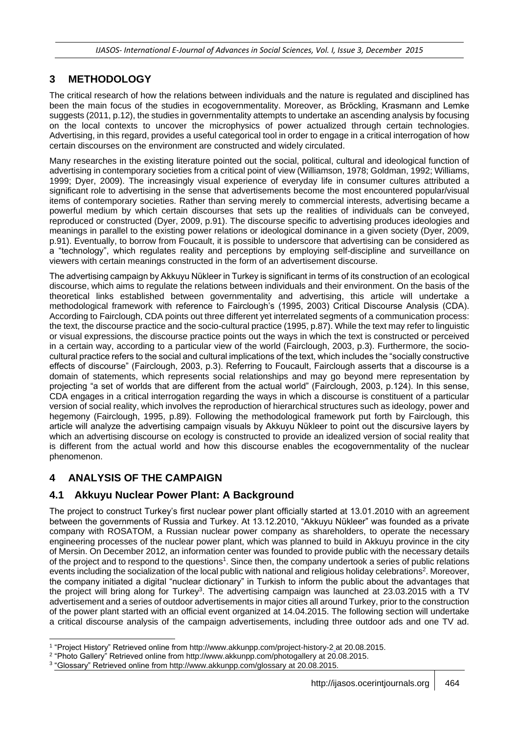## 3 METHODOLOGY

The critical research of how the relations between individuals and the nature is regulated and disciplined has been the main focus of the studies in ecogovernmentality. Moreover, as Bröckling, Krasmann and Lemke suggests (2011, p.12), the studies in governmentality attempts to undertake an ascending analysis by focusing on the local contexts to uncover the microphysics of power actualized through certain technologies. Advertising, in this regard, provides a useful categorical tool in order to engage in a critical interrogation of how certain discourses on the environment are constructed and widely circulated.

Many researches in the existing literature pointed out the social, political, cultural and ideological function of advertising in contemporary societies from a critical point of view (Williamson, 1978; Goldman, 1992; Williams, 1999; Dyer, 2009). The increasingly visual experience of everyday life in consumer cultures attributed a significant role to advertising in the sense that advertisements become the most encountered popular/visual items of contemporary societies. Rather than serving merely to commercial interests, advertising became a powerful medium by which certain discourses that sets up the realities of individuals can be conveyed, reproduced or constructed (Dyer, 2009, p.91). The discourse specific to advertising produces ideologies and meanings in parallel to the existing power relations or ideological dominance in a given society (Dyer, 2009, p.91). Eventually, to borrow from Foucault, it is possible to underscore that advertising can be considered as a "technology", which regulates reality and perceptions by employing self-discipline and surveillance on viewers with certain meanings constructed in the form of an advertisement discourse.

The advertising campaign by Akkuyu Nükleer in Turkey is significant in terms of its construction of an ecological discourse, which aims to regulate the relations between individuals and their environment. On the basis of the theoretical links established between governmentality and advertising, this article will undertake a methodological framework with reference to Fairclough's (1995, 2003) Critical Discourse Analysis (CDA). According to Fairclough, CDA points out three different yet interrelated segments of a communication process: the text, the discourse practice and the socio-cultural practice (1995, p.87). While the text may refer to linguistic or visual expressions, the discourse practice points out the ways in which the text is constructed or perceived in a certain way, according to a particular view of the world (Fairclough, 2003, p.3). Furthermore, the socio-cultural practice refers to the social and cultural implications of the text, which includes the "socially constructive effects of discourse" (Fairclough, 2003, p.3). Referring to Foucault, Fairclough asserts that a discourse is a domain of statements, which represents social relationships and may go beyond mere representation by projecting "a set of worlds that are different from the actual world" (Fairclough, 2003, p.124). In this sense, CDA engages in a critical interrogation regarding the ways in which a discourse is constituent of a particular version of social reality, which involves the reproduction of hierarchical structures such as ideology, power and hegemony (Fairclough, 1995, p.89). Following the methodological framework put forth by Fairclough, this article will analyze the advertising campaign visuals by Akkuyu Nükleer to point out the discursive layers by which an advertising discourse on ecology is constructed to provide an idealized version of social reality that is different from the actual world and how this discourse enables the ecogovernmentality of the nuclear phenomenon.

## 4 ANALYSIS OF THE CAMPAIGN

### 4.1 Akkuyu Nuclear Power Plant: A Background

The project to construct Turkey's first nuclear power plant officially started at 13.01.2010 with an agreement between the governments of Russia and Turkey. At 13.12.2010, "Akkuyu Nükleer" was founded as a private company with ROSATOM, a Russian nuclear power company as shareholders, to operate the necessary engineering processes of the nuclear power plant, which was planned to build in Akkuyu province in the city of Mersin. On December 2012, an information center was founded to provide public with the necessary details of the project and to respond to the questions[1]. Since then, the company undertook a series of public relations events including the socialization of the local public with national and religious holiday celebrations[2]. Moreover, the company initiated a digital "nuclear dictionary" in Turkish to inform the public about the advantages that the project will bring along for Turkey[3]. The advertising campaign was launched at 23.03.2015 with a TV advertisement and a series of outdoor advertisements in major cities all around Turkey, prior to the construction of the power plant started with an official event organized at 14.04.2015. The following section will undertake a critical discourse analysis of the campaign advertisements, including three outdoor ads and one TV ad.

[1] "Project History" Retrieved online from http://www.akkunpp.com/project-history-2 at 20.08.2015.

[2] "Photo Gallery" Retrieved online from http://www.akkunpp.com/photogallery at 20.08.2015.

[3] "Glossary" Retrieved online from http://www.akkunpp.com/glossary at 20.08.2015.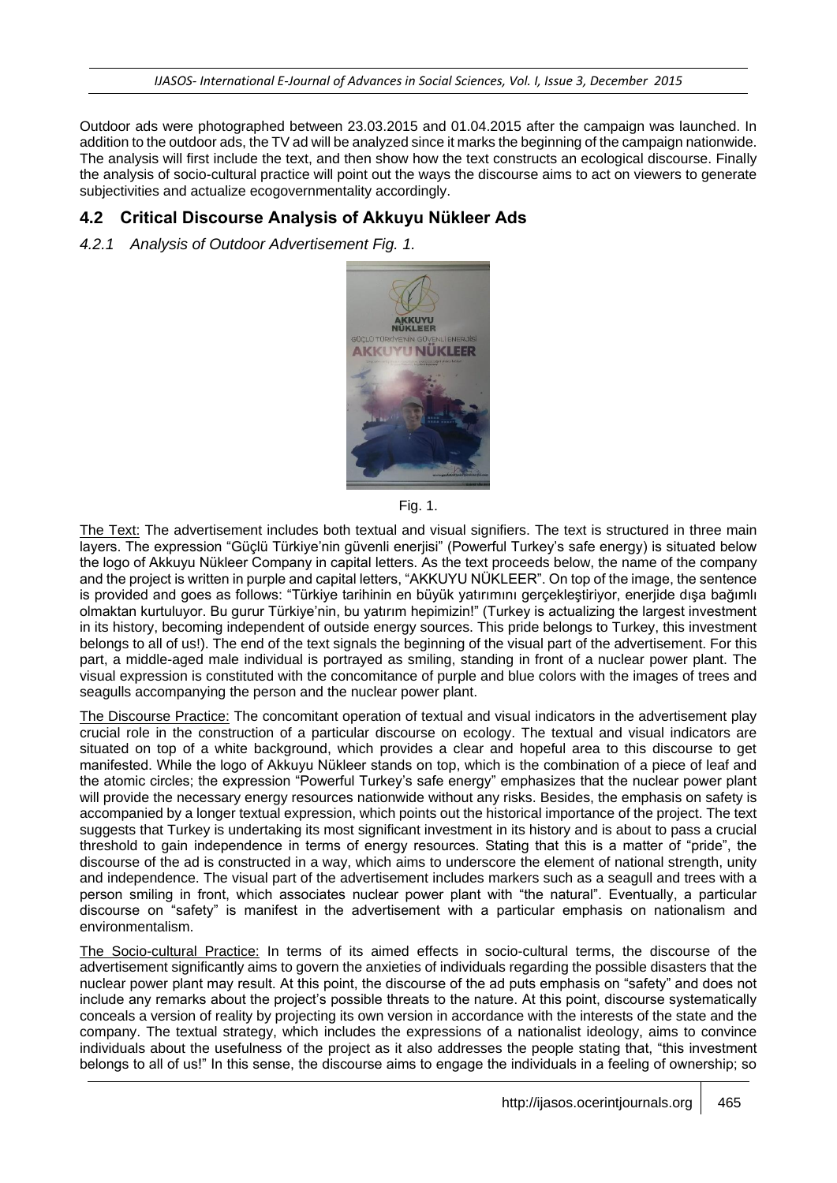Outdoor ads were photographed between 23.03.2015 and 01.04.2015 after the campaign was launched. In addition to the outdoor ads, the TV ad will be analyzed since it marks the beginning of the campaign nationwide. The analysis will first include the text, and then show how the text constructs an ecological discourse. Finally the analysis of socio-cultural practice will point out the ways the discourse aims to act on viewers to generate subjectivities and actualize ecogovernmentality accordingly.

## 4.2 Critical Discourse Analysis of Akkuyu Nükleer Ads

### *4.2.1 Analysis of Outdoor Advertisement Fig. 1.*

Fig. 1.

The Text: The advertisement includes both textual and visual signifiers. The text is structured in three main layers. The expression "Güçlü Türkiye'nin güvenli enerjisi" (Powerful Turkey's safe energy) is situated below the logo of Akkuyu Nükleer Company in capital letters. As the text proceeds below, the name of the company and the project is written in purple and capital letters, "AKKUYU NÜKLEER". On top of the image, the sentence is provided and goes as follows: "Türkiye tarihinin en büyük yatırımını gerçekleştiriyor, enerjide dışa bağımlı olmaktan kurtuluyor. Bu gurur Türkiye'nin, bu yatırım hepimizin!" (Turkey is actualizing the largest investment in its history, becoming independent of outside energy sources. This pride belongs to Turkey, this investment belongs to all of us!). The end of the text signals the beginning of the visual part of the advertisement. For this part, a middle-aged male individual is portrayed as smiling, standing in front of a nuclear power plant. The visual expression is constituted with the concomitance of purple and blue colors with the images of trees and seagulls accompanying the person and the nuclear power plant.

The Discourse Practice: The concomitant operation of textual and visual indicators in the advertisement play crucial role in the construction of a particular discourse on ecology. The textual and visual indicators are situated on top of a white background, which provides a clear and hopeful area to this discourse to get manifested. While the logo of Akkuyu Nükleer stands on top, which is the combination of a piece of leaf and the atomic circles; the expression "Powerful Turkey's safe energy" emphasizes that the nuclear power plant will provide the necessary energy resources nationwide without any risks. Besides, the emphasis on safety is accompanied by a longer textual expression, which points out the historical importance of the project. The text suggests that Turkey is undertaking its most significant investment in its history and is about to pass a crucial threshold to gain independence in terms of energy resources. Stating that this is a matter of "pride", the discourse of the ad is constructed in a way, which aims to underscore the element of national strength, unity and independence. The visual part of the advertisement includes markers such as a seagull and trees with a person smiling in front, which associates nuclear power plant with "the natural". Eventually, a particular discourse on "safety" is manifest in the advertisement with a particular emphasis on nationalism and environmentalism.

The Socio-cultural Practice: In terms of its aimed effects in socio-cultural terms, the discourse of the advertisement significantly aims to govern the anxieties of individuals regarding the possible disasters that the nuclear power plant may result. At this point, the discourse of the ad puts emphasis on "safety" and does not include any remarks about the project's possible threats to the nature. At this point, discourse systematically conceals a version of reality by projecting its own version in accordance with the interests of the state and the company. The textual strategy, which includes the expressions of a nationalist ideology, aims to convince individuals about the usefulness of the project as it also addresses the people stating that, "this investment belongs to all of us!" In this sense, the discourse aims to engage the individuals in a feeling of ownership; so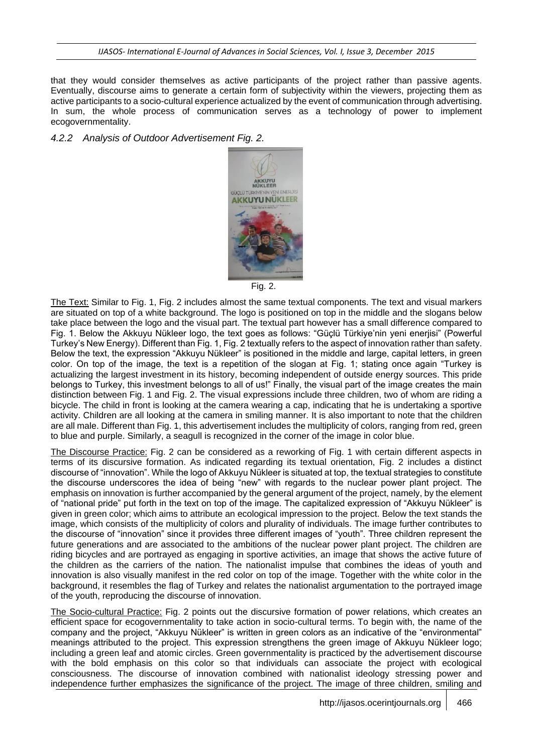that they would consider themselves as active participants of the project rather than passive agents. Eventually, discourse aims to generate a certain form of subjectivity within the viewers, projecting them as active participants to a socio-cultural experience actualized by the event of communication through advertising. In sum, the whole process of communication serves as a technology of power to implement ecogovernmentality.

### *4.2.2 Analysis of Outdoor Advertisement Fig. 2.*

Fig. 2.

The Text: Similar to Fig. 1, Fig. 2 includes almost the same textual components. The text and visual markers are situated on top of a white background. The logo is positioned on top in the middle and the slogans below take place between the logo and the visual part. The textual part however has a small difference compared to Fig. 1. Below the Akkuyu Nükleer logo, the text goes as follows: "Güçlü Türkiye'nin yeni enerjisi" (Powerful Turkey's New Energy). Different than Fig. 1, Fig. 2 textually refers to the aspect of innovation rather than safety. Below the text, the expression "Akkuyu Nükleer" is positioned in the middle and large, capital letters, in green color. On top of the image, the text is a repetition of the slogan at Fig. 1; stating once again "Turkey is actualizing the largest investment in its history, becoming independent of outside energy sources. This pride belongs to Turkey, this investment belongs to all of us!" Finally, the visual part of the image creates the main distinction between Fig. 1 and Fig. 2. The visual expressions include three children, two of whom are riding a bicycle. The child in front is looking at the camera wearing a cap, indicating that he is undertaking a sportive activity. Children are all looking at the camera in smiling manner. It is also important to note that the children are all male. Different than Fig. 1, this advertisement includes the multiplicity of colors, ranging from red, green to blue and purple. Similarly, a seagull is recognized in the corner of the image in color blue.

The Discourse Practice: Fig. 2 can be considered as a reworking of Fig. 1 with certain different aspects in terms of its discursive formation. As indicated regarding its textual orientation, Fig. 2 includes a distinct discourse of "innovation". While the logo of Akkuyu Nükleer is situated at top, the textual strategies to constitute the discourse underscores the idea of being "new" with regards to the nuclear power plant project. The emphasis on innovation is further accompanied by the general argument of the project, namely, by the element of "national pride" put forth in the text on top of the image. The capitalized expression of "Akkuyu Nükleer" is given in green color; which aims to attribute an ecological impression to the project. Below the text stands the image, which consists of the multiplicity of colors and plurality of individuals. The image further contributes to the discourse of "innovation" since it provides three different images of "youth". Three children represent the future generations and are associated to the ambitions of the nuclear power plant project. The children are riding bicycles and are portrayed as engaging in sportive activities, an image that shows the active future of the children as the carriers of the nation. The nationalist impulse that combines the ideas of youth and innovation is also visually manifest in the red color on top of the image. Together with the white color in the background, it resembles the flag of Turkey and relates the nationalist argumentation to the portrayed image of the youth, reproducing the discourse of innovation.

The Socio-cultural Practice: Fig. 2 points out the discursive formation of power relations, which creates an efficient space for ecogovernmentality to take action in socio-cultural terms. To begin with, the name of the company and the project, "Akkuyu Nükleer" is written in green colors as an indicative of the "environmental" meanings attributed to the project. This expression strengthens the green image of Akkuyu Nükleer logo; including a green leaf and atomic circles. Green governmentality is practiced by the advertisement discourse with the bold emphasis on this color so that individuals can associate the project with ecological consciousness. The discourse of innovation combined with nationalist ideology stressing power and independence further emphasizes the significance of the project. The image of three children, smiling and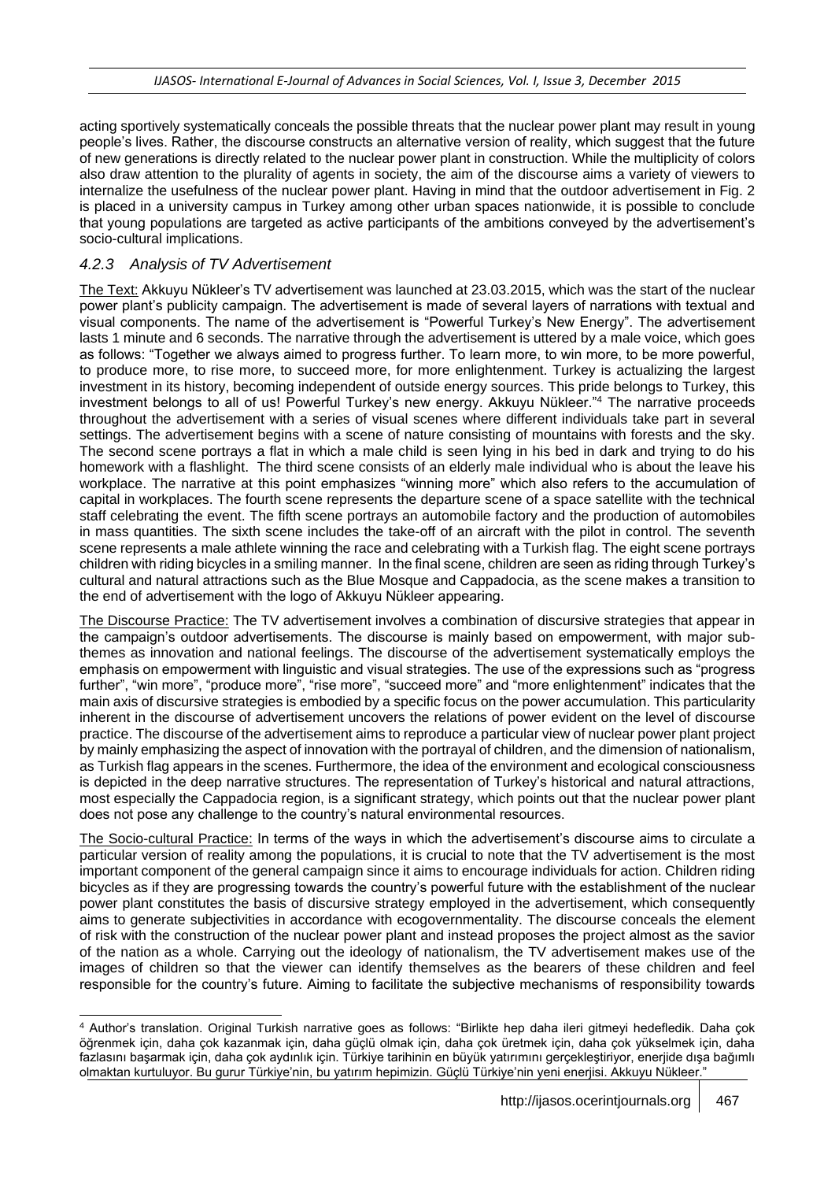acting sportively systematically conceals the possible threats that the nuclear power plant may result in young people's lives. Rather, the discourse constructs an alternative version of reality, which suggest that the future of new generations is directly related to the nuclear power plant in construction. While the multiplicity of colors also draw attention to the plurality of agents in society, the aim of the discourse aims a variety of viewers to internalize the usefulness of the nuclear power plant. Having in mind that the outdoor advertisement in Fig. 2 is placed in a university campus in Turkey among other urban spaces nationwide, it is possible to conclude that young populations are targeted as active participants of the ambitions conveyed by the advertisement's socio-cultural implications.

#### *4.2.3 Analysis of TV Advertisement*

The Text: Akkuyu Nükleer's TV advertisement was launched at 23.03.2015, which was the start of the nuclear power plant's publicity campaign. The advertisement is made of several layers of narrations with textual and visual components. The name of the advertisement is "Powerful Turkey's New Energy". The advertisement lasts 1 minute and 6 seconds. The narrative through the advertisement is uttered by a male voice, which goes as follows: "Together we always aimed to progress further. To learn more, to win more, to be more powerful, to produce more, to rise more, to succeed more, for more enlightenment. Turkey is actualizing the largest investment in its history, becoming independent of outside energy sources. This pride belongs to Turkey, this investment belongs to all of us! Powerful Turkey's new energy. Akkuyu Nükleer."[4] The narrative proceeds throughout the advertisement with a series of visual scenes where different individuals take part in several settings. The advertisement begins with a scene of nature consisting of mountains with forests and the sky. The second scene portrays a flat in which a male child is seen lying in his bed in dark and trying to do his homework with a flashlight. The third scene consists of an elderly male individual who is about the leave his workplace. The narrative at this point emphasizes "winning more" which also refers to the accumulation of capital in workplaces. The fourth scene represents the departure scene of a space satellite with the technical staff celebrating the event. The fifth scene portrays an automobile factory and the production of automobiles in mass quantities. The sixth scene includes the take-off of an aircraft with the pilot in control. The seventh scene represents a male athlete winning the race and celebrating with a Turkish flag. The eight scene portrays children with riding bicycles in a smiling manner. In the final scene, children are seen as riding through Turkey's cultural and natural attractions such as the Blue Mosque and Cappadocia, as the scene makes a transition to the end of advertisement with the logo of Akkuyu Nükleer appearing.

The Discourse Practice: The TV advertisement involves a combination of discursive strategies that appear in the campaign's outdoor advertisements. The discourse is mainly based on empowerment, with major sub-themes as innovation and national feelings. The discourse of the advertisement systematically employs the emphasis on empowerment with linguistic and visual strategies. The use of the expressions such as "progress further", "win more", "produce more", "rise more", "succeed more" and "more enlightenment" indicates that the main axis of discursive strategies is embodied by a specific focus on the power accumulation. This particularity inherent in the discourse of advertisement uncovers the relations of power evident on the level of discourse practice. The discourse of the advertisement aims to reproduce a particular view of nuclear power plant project by mainly emphasizing the aspect of innovation with the portrayal of children, and the dimension of nationalism, as Turkish flag appears in the scenes. Furthermore, the idea of the environment and ecological consciousness is depicted in the deep narrative structures. The representation of Turkey's historical and natural attractions, most especially the Cappadocia region, is a significant strategy, which points out that the nuclear power plant does not pose any challenge to the country's natural environmental resources.

The Socio-cultural Practice: In terms of the ways in which the advertisement's discourse aims to circulate a particular version of reality among the populations, it is crucial to note that the TV advertisement is the most important component of the general campaign since it aims to encourage individuals for action. Children riding bicycles as if they are progressing towards the country's powerful future with the establishment of the nuclear power plant constitutes the basis of discursive strategy employed in the advertisement, which consequently aims to generate subjectivities in accordance with ecogovernmentality. The discourse conceals the element of risk with the construction of the nuclear power plant and instead proposes the project almost as the savior of the nation as a whole. Carrying out the ideology of nationalism, the TV advertisement makes use of the images of children so that the viewer can identify themselves as the bearers of these children and feel responsible for the country's future. Aiming to facilitate the subjective mechanisms of responsibility towards

---

[4] Author's translation. Original Turkish narrative goes as follows: "Birlikte hep daha ileri gitmeyi hedefledik. Daha çok öğrenmek için, daha çok kazanmak için, daha güçlü olmak için, daha çok üretmek için, daha çok yükselmek için, daha fazlasını başarmak için, daha çok aydınlık için. Türkiye tarihinin en büyük yatırımını gerçekleştiriyor, enerjide dışa bağımlı olmaktan kurtuluyor. Bu gurur Türkiye'nin, bu yatırım hepimizin. Güçlü Türkiye'nin yeni enerjisi. Akkuyu Nükleer."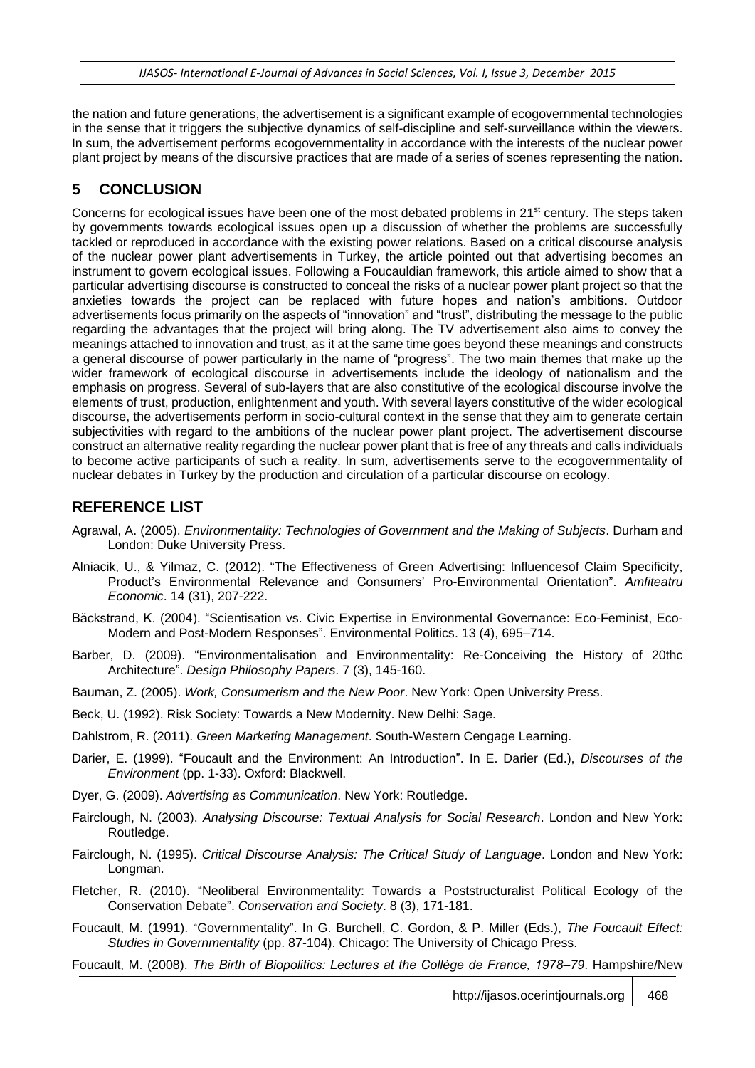the nation and future generations, the advertisement is a significant example of ecogovernmental technologies in the sense that it triggers the subjective dynamics of self-discipline and self-surveillance within the viewers. In sum, the advertisement performs ecogovernmentality in accordance with the interests of the nuclear power plant project by means of the discursive practices that are made of a series of scenes representing the nation.

## 5 CONCLUSION

Concerns for ecological issues have been one of the most debated problems in 21st century. The steps taken by governments towards ecological issues open up a discussion of whether the problems are successfully tackled or reproduced in accordance with the existing power relations. Based on a critical discourse analysis of the nuclear power plant advertisements in Turkey, the article pointed out that advertising becomes an instrument to govern ecological issues. Following a Foucauldian framework, this article aimed to show that a particular advertising discourse is constructed to conceal the risks of a nuclear power plant project so that the anxieties towards the project can be replaced with future hopes and nation's ambitions. Outdoor advertisements focus primarily on the aspects of "innovation" and "trust", distributing the message to the public regarding the advantages that the project will bring along. The TV advertisement also aims to convey the meanings attached to innovation and trust, as it at the same time goes beyond these meanings and constructs a general discourse of power particularly in the name of "progress". The two main themes that make up the wider framework of ecological discourse in advertisements include the ideology of nationalism and the emphasis on progress. Several of sub-layers that are also constitutive of the ecological discourse involve the elements of trust, production, enlightenment and youth. With several layers constitutive of the wider ecological discourse, the advertisements perform in socio-cultural context in the sense that they aim to generate certain subjectivities with regard to the ambitions of the nuclear power plant project. The advertisement discourse construct an alternative reality regarding the nuclear power plant that is free of any threats and calls individuals to become active participants of such a reality. In sum, advertisements serve to the ecogovernmentality of nuclear debates in Turkey by the production and circulation of a particular discourse on ecology.

## REFERENCE LIST

Agrawal, A. (2005). *Environmentality: Technologies of Government and the Making of Subjects*. Durham and London: Duke University Press.

Alniacik, U., & Yilmaz, C. (2012). "The Effectiveness of Green Advertising: Influencesof Claim Specificity, Product's Environmental Relevance and Consumers' Pro-Environmental Orientation". *Amfiteatru Economic*. 14 (31), 207-222.

Bäckstrand, K. (2004). "Scientisation vs. Civic Expertise in Environmental Governance: Eco-Feminist, Eco-Modern and Post-Modern Responses". Environmental Politics. 13 (4), 695–714.

Barber, D. (2009). "Environmentalisation and Environmentality: Re-Conceiving the History of 20thc Architecture". *Design Philosophy Papers*. 7 (3), 145-160.

Bauman, Z. (2005). *Work, Consumerism and the New Poor*. New York: Open University Press.

Beck, U. (1992). Risk Society: Towards a New Modernity. New Delhi: Sage.

Dahlstrom, R. (2011). *Green Marketing Management*. South-Western Cengage Learning.

Darier, E. (1999). "Foucault and the Environment: An Introduction". In E. Darier (Ed.), *Discourses of the Environment* (pp. 1-33). Oxford: Blackwell.

Dyer, G. (2009). *Advertising as Communication*. New York: Routledge.

Fairclough, N. (2003). *Analysing Discourse: Textual Analysis for Social Research*. London and New York: Routledge.

Fairclough, N. (1995). *Critical Discourse Analysis: The Critical Study of Language*. London and New York: Longman.

Fletcher, R. (2010). "Neoliberal Environmentality: Towards a Poststructuralist Political Ecology of the Conservation Debate". *Conservation and Society*. 8 (3), 171-181.

Foucault, M. (1991). "Governmentality". In G. Burchell, C. Gordon, & P. Miller (Eds.), *The Foucault Effect: Studies in Governmentality* (pp. 87-104). Chicago: The University of Chicago Press.

Foucault, M. (2008). *The Birth of Biopolitics: Lectures at the Collège de France, 1978–79*. Hampshire/New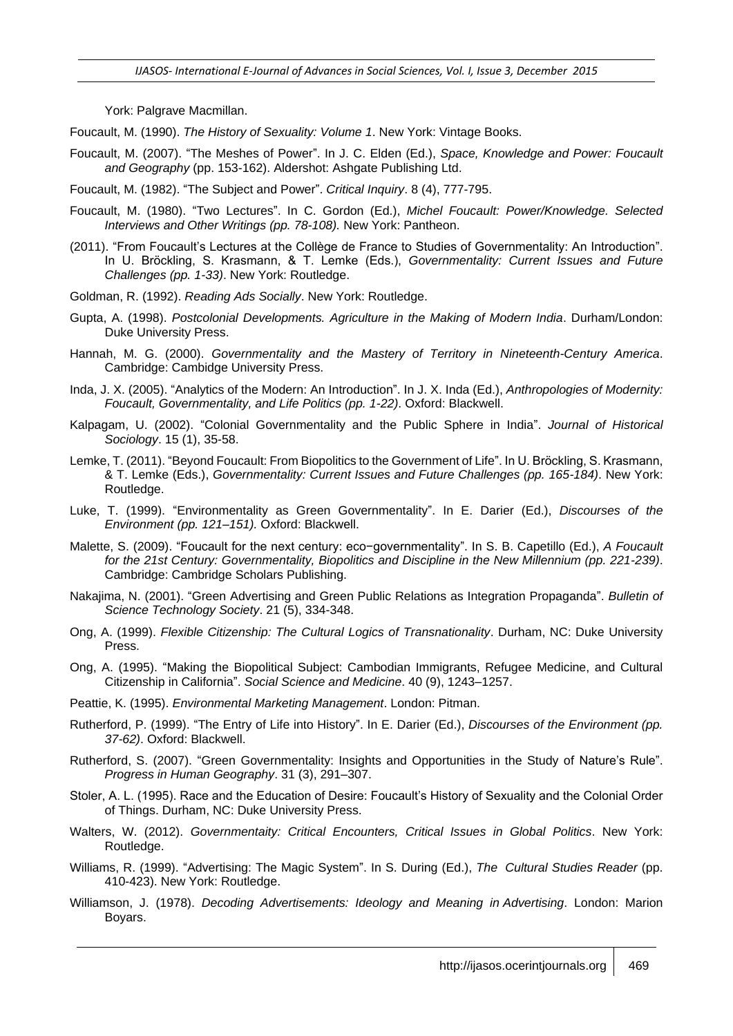York: Palgrave Macmillan.

Foucault, M. (1990). *The History of Sexuality: Volume 1*. New York: Vintage Books.

Foucault, M. (2007). "The Meshes of Power". In J. C. Elden (Ed.), *Space, Knowledge and Power: Foucault and Geography* (pp. 153-162). Aldershot: Ashgate Publishing Ltd.

Foucault, M. (1982). "The Subject and Power". *Critical Inquiry*. 8 (4), 777-795.

Foucault, M. (1980). "Two Lectures". In C. Gordon (Ed.), *Michel Foucault: Power/Knowledge. Selected Interviews and Other Writings (pp. 78-108).* New York: Pantheon.

(2011). "From Foucault's Lectures at the Collège de France to Studies of Governmentality: An Introduction". In U. Bröckling, S. Krasmann, & T. Lemke (Eds.), *Governmentality: Current Issues and Future Challenges (pp. 1-33)*. New York: Routledge.

Goldman, R. (1992). *Reading Ads Socially*. New York: Routledge.

Gupta, A. (1998). *Postcolonial Developments. Agriculture in the Making of Modern India*. Durham/London: Duke University Press.

Hannah, M. G. (2000). *Governmentality and the Mastery of Territory in Nineteenth-Century America*. Cambridge: Cambridge University Press.

Inda, J. X. (2005). "Analytics of the Modern: An Introduction". In J. X. Inda (Ed.), *Anthropologies of Modernity: Foucault, Governmentality, and Life Politics (pp. 1-22)*. Oxford: Blackwell.

Kalpagam, U. (2002). "Colonial Governmentality and the Public Sphere in India". *Journal of Historical Sociology*. 15 (1), 35-58.

Lemke, T. (2011). "Beyond Foucault: From Biopolitics to the Government of Life". In U. Bröckling, S. Krasmann, & T. Lemke (Eds.), *Governmentality: Current Issues and Future Challenges (pp. 165-184)*. New York: Routledge.

Luke, T. (1999). "Environmentality as Green Governmentality". In E. Darier (Ed.), *Discourses of the Environment (pp. 121–151).* Oxford: Blackwell.

Malette, S. (2009). "Foucault for the next century: eco−governmentality". In S. B. Capetillo (Ed.), *A Foucault for the 21st Century: Governmentality, Biopolitics and Discipline in the New Millennium (pp. 221-239)*. Cambridge: Cambridge Scholars Publishing.

Nakajima, N. (2001). "Green Advertising and Green Public Relations as Integration Propaganda". *Bulletin of Science Technology Society*. 21 (5), 334-348.

Ong, A. (1999). *Flexible Citizenship: The Cultural Logics of Transnationality*. Durham, NC: Duke University Press.

Ong, A. (1995). "Making the Biopolitical Subject: Cambodian Immigrants, Refugee Medicine, and Cultural Citizenship in California". *Social Science and Medicine*. 40 (9), 1243–1257.

Peattie, K. (1995). *Environmental Marketing Management*. London: Pitman.

Rutherford, P. (1999). "The Entry of Life into History". In E. Darier (Ed.), *Discourses of the Environment (pp. 37-62)*. Oxford: Blackwell.

Rutherford, S. (2007). "Green Governmentality: Insights and Opportunities in the Study of Nature's Rule". *Progress in Human Geography*. 31 (3), 291–307.

Stoler, A. L. (1995). Race and the Education of Desire: Foucault's History of Sexuality and the Colonial Order of Things. Durham, NC: Duke University Press.

Walters, W. (2012). *Governmentaity: Critical Encounters, Critical Issues in Global Politics*. New York: Routledge.

Williams, R. (1999). "Advertising: The Magic System". In S. During (Ed.), *The Cultural Studies Reader* (pp. 410-423). New York: Routledge.

Williamson, J. (1978). *Decoding Advertisements: Ideology and Meaning in Advertising*. London: Marion Boyars.